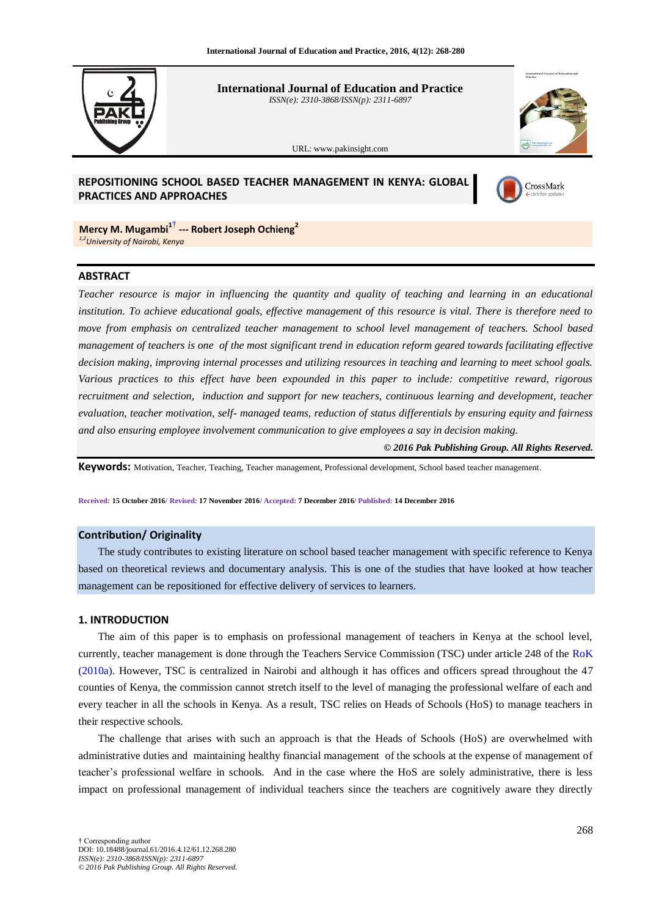International Journal of Education and Practice

*ISSN(e): 2310-3868/ISSN(p): 2311-6897*

URL: www.pakinsight.com

# REPOSITIONING SCHOOL BASED TEACHER MANAGEMENT IN KENYA: GLOBAL PRACTICES AND APPROACHES

**Mercy M. Mugambi[1†] --- Robert Joseph Ochieng[2]**

*[1,2]University of Nairobi, Kenya*

## ABSTRACT

*Teacher resource is major in influencing the quantity and quality of teaching and learning in an educational institution. To achieve educational goals, effective management of this resource is vital. There is therefore need to move from emphasis on centralized teacher management to school level management of teachers. School based management of teachers is one of the most significant trend in education reform geared towards facilitating effective decision making, improving internal processes and utilizing resources in teaching and learning to meet school goals. Various practices to this effect have been expounded in this paper to include: competitive reward, rigorous recruitment and selection, induction and support for new teachers, continuous learning and development, teacher evaluation, teacher motivation, self- managed teams, reduction of status differentials by ensuring equity and fairness and also ensuring employee involvement communication to give employees a say in decision making.*

***© 2016 Pak Publishing Group. All Rights Reserved.***

**Keywords:** Motivation, Teacher, Teaching, Teacher management, Professional development, School based teacher management.

**Received:** 15 October 2016/ **Revised:** 17 November 2016/ **Accepted:** 7 December 2016/ **Published:** 14 December 2016

## Contribution/ Originality

The study contributes to existing literature on school based teacher management with specific reference to Kenya based on theoretical reviews and documentary analysis. This is one of the studies that have looked at how teacher management can be repositioned for effective delivery of services to learners.

## 1. INTRODUCTION

The aim of this paper is to emphasis on professional management of teachers in Kenya at the school level, currently, teacher management is done through the Teachers Service Commission (TSC) under article 248 of the RoK (2010a). However, TSC is centralized in Nairobi and although it has offices and officers spread throughout the 47 counties of Kenya, the commission cannot stretch itself to the level of managing the professional welfare of each and every teacher in all the schools in Kenya. As a result, TSC relies on Heads of Schools (HoS) to manage teachers in their respective schools.

The challenge that arises with such an approach is that the Heads of Schools (HoS) are overwhelmed with administrative duties and maintaining healthy financial management of the schools at the expense of management of teacher's professional welfare in schools. And in the case where the HoS are solely administrative, there is less impact on professional management of individual teachers since the teachers are cognitively aware they directly

† Corresponding author

DOI: 10.18488/journal.61/2016.4.12/61.12.268.280

*ISSN(e): 2310-3868/ISSN(p): 2311-6897*

*© 2016 Pak Publishing Group. All Rights Reserved.*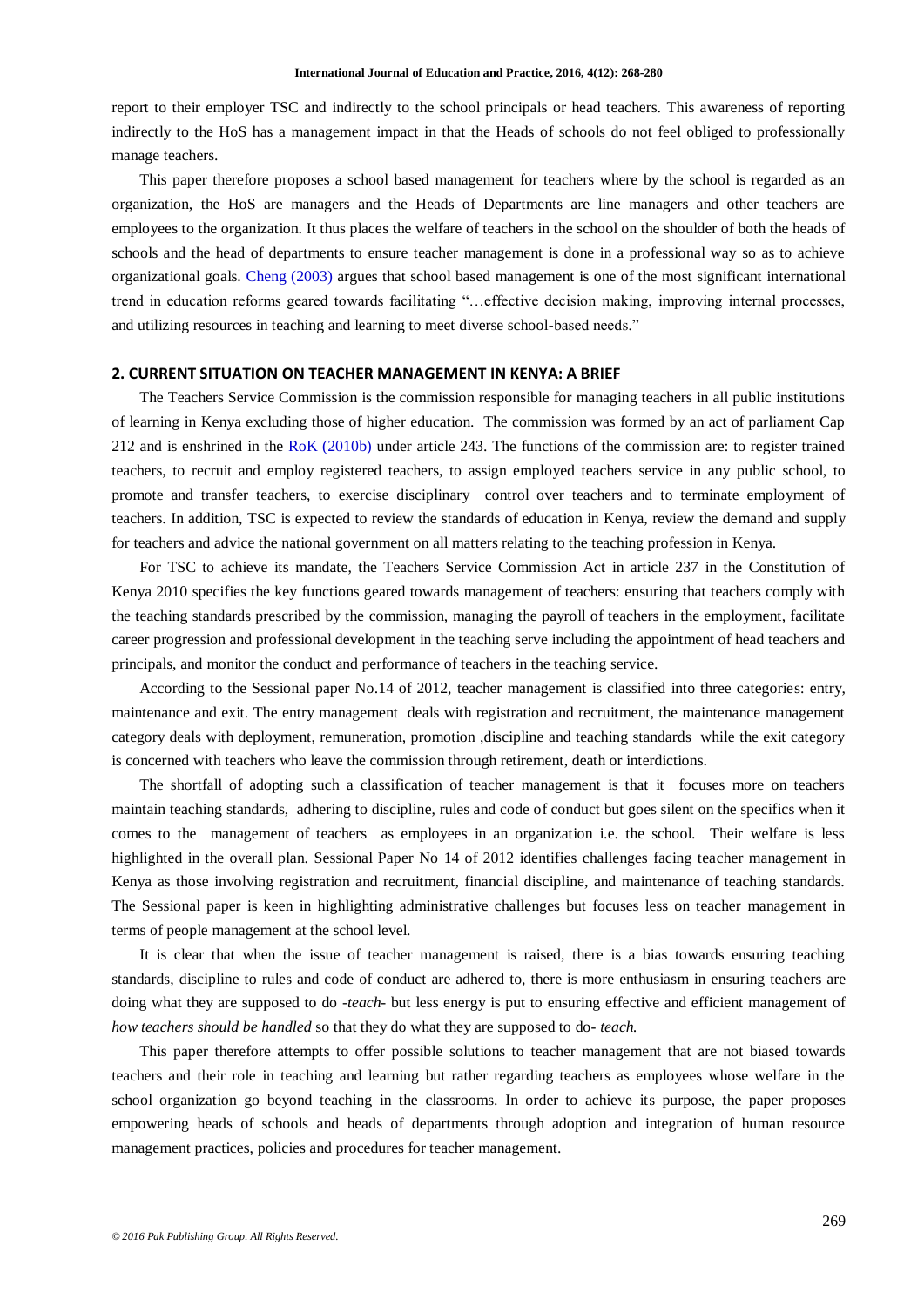report to their employer TSC and indirectly to the school principals or head teachers. This awareness of reporting indirectly to the HoS has a management impact in that the Heads of schools do not feel obliged to professionally manage teachers.

This paper therefore proposes a school based management for teachers where by the school is regarded as an organization, the HoS are managers and the Heads of Departments are line managers and other teachers are employees to the organization. It thus places the welfare of teachers in the school on the shoulder of both the heads of schools and the head of departments to ensure teacher management is done in a professional way so as to achieve organizational goals. Cheng (2003) argues that school based management is one of the most significant international trend in education reforms geared towards facilitating "…effective decision making, improving internal processes, and utilizing resources in teaching and learning to meet diverse school-based needs."

## 2. CURRENT SITUATION ON TEACHER MANAGEMENT IN KENYA: A BRIEF

The Teachers Service Commission is the commission responsible for managing teachers in all public institutions of learning in Kenya excluding those of higher education. The commission was formed by an act of parliament Cap 212 and is enshrined in the RoK (2010b) under article 243. The functions of the commission are: to register trained teachers, to recruit and employ registered teachers, to assign employed teachers service in any public school, to promote and transfer teachers, to exercise disciplinary control over teachers and to terminate employment of teachers. In addition, TSC is expected to review the standards of education in Kenya, review the demand and supply for teachers and advice the national government on all matters relating to the teaching profession in Kenya.

For TSC to achieve its mandate, the Teachers Service Commission Act in article 237 in the Constitution of Kenya 2010 specifies the key functions geared towards management of teachers: ensuring that teachers comply with the teaching standards prescribed by the commission, managing the payroll of teachers in the employment, facilitate career progression and professional development in the teaching serve including the appointment of head teachers and principals, and monitor the conduct and performance of teachers in the teaching service.

According to the Sessional paper No.14 of 2012, teacher management is classified into three categories: entry, maintenance and exit. The entry management deals with registration and recruitment, the maintenance management category deals with deployment, remuneration, promotion ,discipline and teaching standards while the exit category is concerned with teachers who leave the commission through retirement, death or interdictions.

The shortfall of adopting such a classification of teacher management is that it focuses more on teachers maintain teaching standards, adhering to discipline, rules and code of conduct but goes silent on the specifics when it comes to the management of teachers as employees in an organization i.e. the school. Their welfare is less highlighted in the overall plan. Sessional Paper No 14 of 2012 identifies challenges facing teacher management in Kenya as those involving registration and recruitment, financial discipline, and maintenance of teaching standards. The Sessional paper is keen in highlighting administrative challenges but focuses less on teacher management in terms of people management at the school level.

It is clear that when the issue of teacher management is raised, there is a bias towards ensuring teaching standards, discipline to rules and code of conduct are adhered to, there is more enthusiasm in ensuring teachers are doing what they are supposed to do -*teach*- but less energy is put to ensuring effective and efficient management of *how teachers should be handled* so that they do what they are supposed to do- *teach*.

This paper therefore attempts to offer possible solutions to teacher management that are not biased towards teachers and their role in teaching and learning but rather regarding teachers as employees whose welfare in the school organization go beyond teaching in the classrooms. In order to achieve its purpose, the paper proposes empowering heads of schools and heads of departments through adoption and integration of human resource management practices, policies and procedures for teacher management.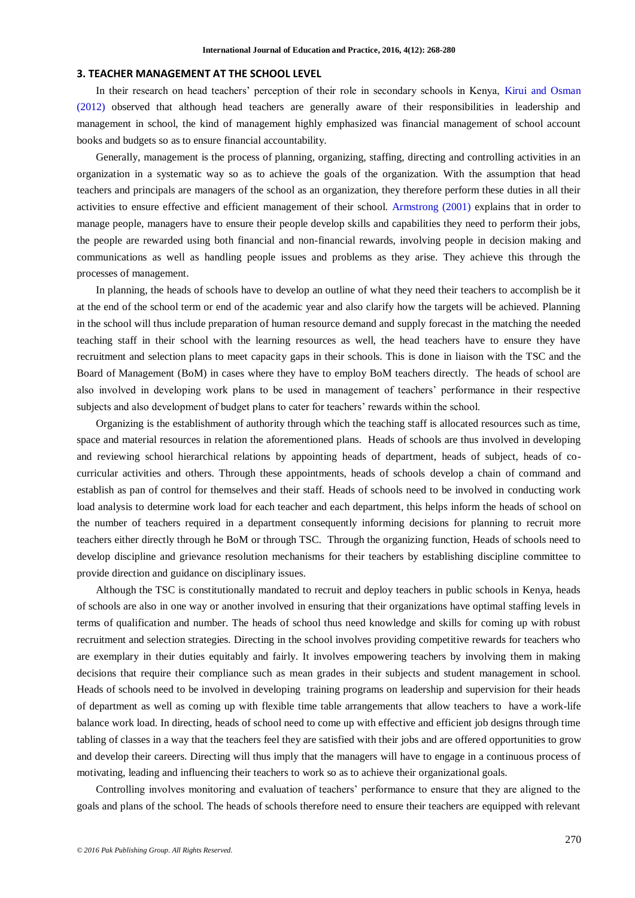## 3. TEACHER MANAGEMENT AT THE SCHOOL LEVEL

In their research on head teachers' perception of their role in secondary schools in Kenya, Kirui and Osman (2012) observed that although head teachers are generally aware of their responsibilities in leadership and management in school, the kind of management highly emphasized was financial management of school account books and budgets so as to ensure financial accountability.

Generally, management is the process of planning, organizing, staffing, directing and controlling activities in an organization in a systematic way so as to achieve the goals of the organization. With the assumption that head teachers and principals are managers of the school as an organization, they therefore perform these duties in all their activities to ensure effective and efficient management of their school. Armstrong (2001) explains that in order to manage people, managers have to ensure their people develop skills and capabilities they need to perform their jobs, the people are rewarded using both financial and non-financial rewards, involving people in decision making and communications as well as handling people issues and problems as they arise. They achieve this through the processes of management.

In planning, the heads of schools have to develop an outline of what they need their teachers to accomplish be it at the end of the school term or end of the academic year and also clarify how the targets will be achieved. Planning in the school will thus include preparation of human resource demand and supply forecast in the matching the needed teaching staff in their school with the learning resources as well, the head teachers have to ensure they have recruitment and selection plans to meet capacity gaps in their schools. This is done in liaison with the TSC and the Board of Management (BoM) in cases where they have to employ BoM teachers directly. The heads of school are also involved in developing work plans to be used in management of teachers' performance in their respective subjects and also development of budget plans to cater for teachers' rewards within the school.

Organizing is the establishment of authority through which the teaching staff is allocated resources such as time, space and material resources in relation the aforementioned plans. Heads of schools are thus involved in developing and reviewing school hierarchical relations by appointing heads of department, heads of subject, heads of co-curricular activities and others. Through these appointments, heads of schools develop a chain of command and establish as pan of control for themselves and their staff. Heads of schools need to be involved in conducting work load analysis to determine work load for each teacher and each department, this helps inform the heads of school on the number of teachers required in a department consequently informing decisions for planning to recruit more teachers either directly through he BoM or through TSC. Through the organizing function, Heads of schools need to develop discipline and grievance resolution mechanisms for their teachers by establishing discipline committee to provide direction and guidance on disciplinary issues.

Although the TSC is constitutionally mandated to recruit and deploy teachers in public schools in Kenya, heads of schools are also in one way or another involved in ensuring that their organizations have optimal staffing levels in terms of qualification and number. The heads of school thus need knowledge and skills for coming up with robust recruitment and selection strategies. Directing in the school involves providing competitive rewards for teachers who are exemplary in their duties equitably and fairly. It involves empowering teachers by involving them in making decisions that require their compliance such as mean grades in their subjects and student management in school. Heads of schools need to be involved in developing training programs on leadership and supervision for their heads of department as well as coming up with flexible time table arrangements that allow teachers to have a work-life balance work load. In directing, heads of school need to come up with effective and efficient job designs through time tabling of classes in a way that the teachers feel they are satisfied with their jobs and are offered opportunities to grow and develop their careers. Directing will thus imply that the managers will have to engage in a continuous process of motivating, leading and influencing their teachers to work so as to achieve their organizational goals.

Controlling involves monitoring and evaluation of teachers' performance to ensure that they are aligned to the goals and plans of the school. The heads of schools therefore need to ensure their teachers are equipped with relevant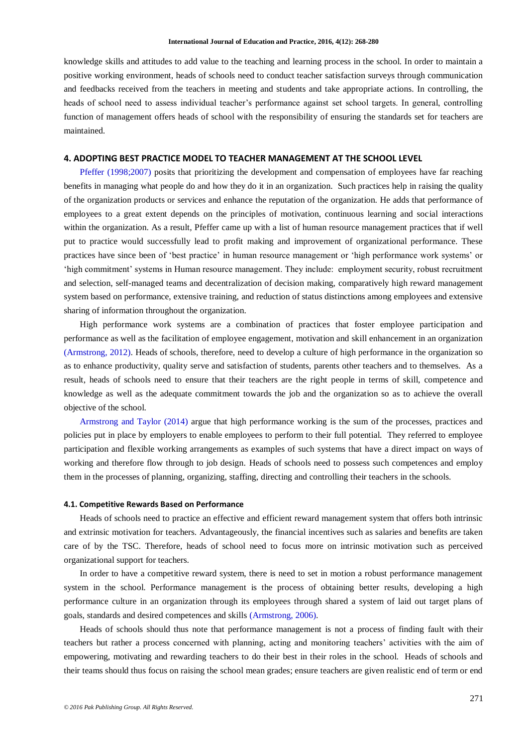knowledge skills and attitudes to add value to the teaching and learning process in the school. In order to maintain a positive working environment, heads of schools need to conduct teacher satisfaction surveys through communication and feedbacks received from the teachers in meeting and students and take appropriate actions. In controlling, the heads of school need to assess individual teacher's performance against set school targets. In general, controlling function of management offers heads of school with the responsibility of ensuring the standards set for teachers are maintained.

## 4. ADOPTING BEST PRACTICE MODEL TO TEACHER MANAGEMENT AT THE SCHOOL LEVEL

Pfeffer (1998;2007) posits that prioritizing the development and compensation of employees have far reaching benefits in managing what people do and how they do it in an organization. Such practices help in raising the quality of the organization products or services and enhance the reputation of the organization. He adds that performance of employees to a great extent depends on the principles of motivation, continuous learning and social interactions within the organization. As a result, Pfeffer came up with a list of human resource management practices that if well put to practice would successfully lead to profit making and improvement of organizational performance. These practices have since been of 'best practice' in human resource management or 'high performance work systems' or 'high commitment' systems in Human resource management. They include: employment security, robust recruitment and selection, self-managed teams and decentralization of decision making, comparatively high reward management system based on performance, extensive training, and reduction of status distinctions among employees and extensive sharing of information throughout the organization.

High performance work systems are a combination of practices that foster employee participation and performance as well as the facilitation of employee engagement, motivation and skill enhancement in an organization (Armstrong, 2012). Heads of schools, therefore, need to develop a culture of high performance in the organization so as to enhance productivity, quality serve and satisfaction of students, parents other teachers and to themselves. As a result, heads of schools need to ensure that their teachers are the right people in terms of skill, competence and knowledge as well as the adequate commitment towards the job and the organization so as to achieve the overall objective of the school.

Armstrong and Taylor (2014) argue that high performance working is the sum of the processes, practices and policies put in place by employers to enable employees to perform to their full potential. They referred to employee participation and flexible working arrangements as examples of such systems that have a direct impact on ways of working and therefore flow through to job design. Heads of schools need to possess such competences and employ them in the processes of planning, organizing, staffing, directing and controlling their teachers in the schools.

### 4.1. Competitive Rewards Based on Performance

Heads of schools need to practice an effective and efficient reward management system that offers both intrinsic and extrinsic motivation for teachers. Advantageously, the financial incentives such as salaries and benefits are taken care of by the TSC. Therefore, heads of school need to focus more on intrinsic motivation such as perceived organizational support for teachers.

In order to have a competitive reward system, there is need to set in motion a robust performance management system in the school. Performance management is the process of obtaining better results, developing a high performance culture in an organization through its employees through shared a system of laid out target plans of goals, standards and desired competences and skills (Armstrong, 2006).

Heads of schools should thus note that performance management is not a process of finding fault with their teachers but rather a process concerned with planning, acting and monitoring teachers' activities with the aim of empowering, motivating and rewarding teachers to do their best in their roles in the school. Heads of schools and their teams should thus focus on raising the school mean grades; ensure teachers are given realistic end of term or end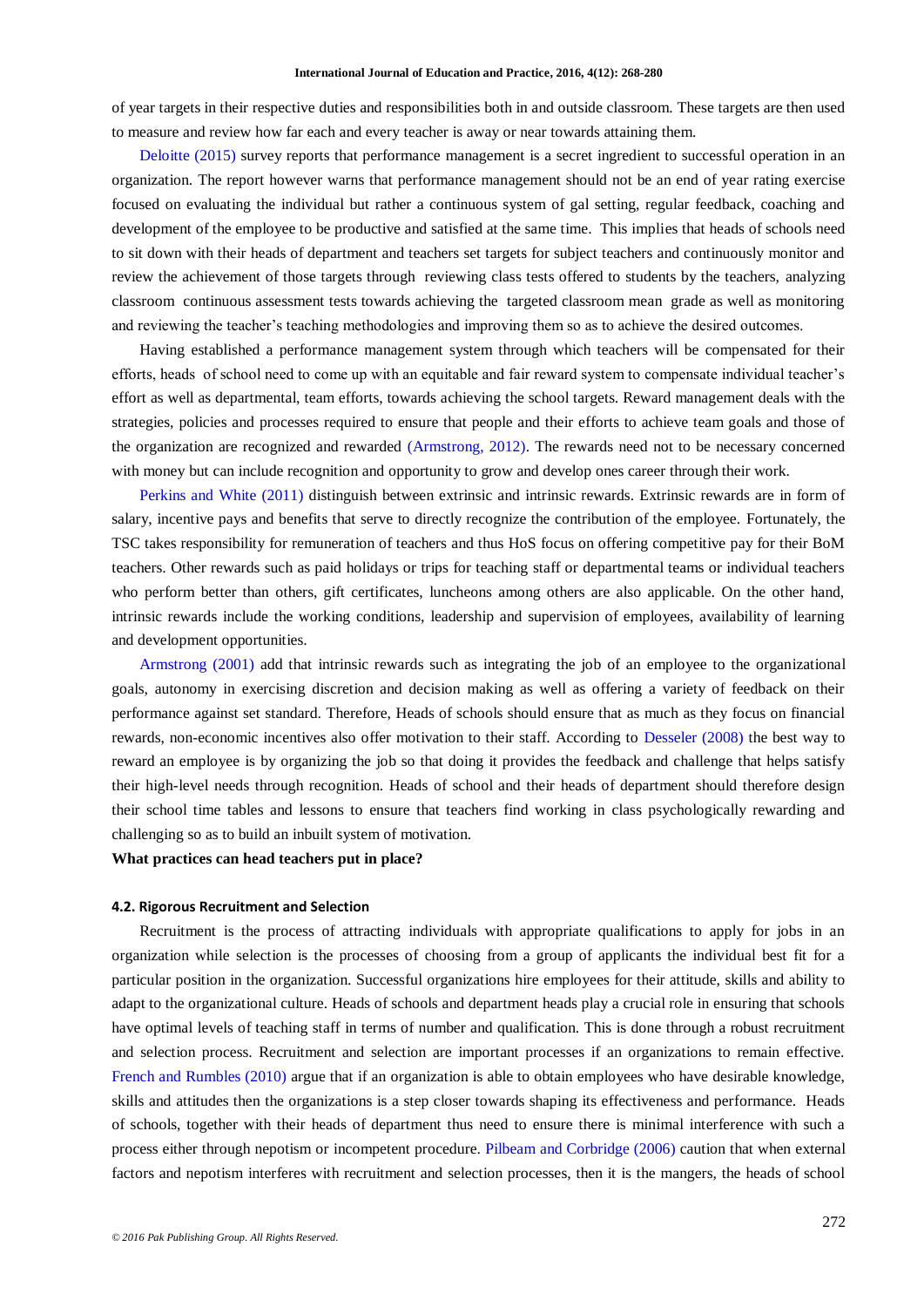of year targets in their respective duties and responsibilities both in and outside classroom. These targets are then used to measure and review how far each and every teacher is away or near towards attaining them.

Deloitte (2015) survey reports that performance management is a secret ingredient to successful operation in an organization. The report however warns that performance management should not be an end of year rating exercise focused on evaluating the individual but rather a continuous system of gal setting, regular feedback, coaching and development of the employee to be productive and satisfied at the same time. This implies that heads of schools need to sit down with their heads of department and teachers set targets for subject teachers and continuously monitor and review the achievement of those targets through reviewing class tests offered to students by the teachers, analyzing classroom continuous assessment tests towards achieving the targeted classroom mean grade as well as monitoring and reviewing the teacher's teaching methodologies and improving them so as to achieve the desired outcomes.

Having established a performance management system through which teachers will be compensated for their efforts, heads of school need to come up with an equitable and fair reward system to compensate individual teacher's effort as well as departmental, team efforts, towards achieving the school targets. Reward management deals with the strategies, policies and processes required to ensure that people and their efforts to achieve team goals and those of the organization are recognized and rewarded (Armstrong, 2012). The rewards need not to be necessary concerned with money but can include recognition and opportunity to grow and develop ones career through their work.

Perkins and White (2011) distinguish between extrinsic and intrinsic rewards. Extrinsic rewards are in form of salary, incentive pays and benefits that serve to directly recognize the contribution of the employee. Fortunately, the TSC takes responsibility for remuneration of teachers and thus HoS focus on offering competitive pay for their BoM teachers. Other rewards such as paid holidays or trips for teaching staff or departmental teams or individual teachers who perform better than others, gift certificates, luncheons among others are also applicable. On the other hand, intrinsic rewards include the working conditions, leadership and supervision of employees, availability of learning and development opportunities.

Armstrong (2001) add that intrinsic rewards such as integrating the job of an employee to the organizational goals, autonomy in exercising discretion and decision making as well as offering a variety of feedback on their performance against set standard. Therefore, Heads of schools should ensure that as much as they focus on financial rewards, non-economic incentives also offer motivation to their staff. According to Desseler (2008) the best way to reward an employee is by organizing the job so that doing it provides the feedback and challenge that helps satisfy their high-level needs through recognition. Heads of school and their heads of department should therefore design their school time tables and lessons to ensure that teachers find working in class psychologically rewarding and challenging so as to build an inbuilt system of motivation.

**What practices can head teachers put in place?**

### 4.2. Rigorous Recruitment and Selection

Recruitment is the process of attracting individuals with appropriate qualifications to apply for jobs in an organization while selection is the processes of choosing from a group of applicants the individual best fit for a particular position in the organization. Successful organizations hire employees for their attitude, skills and ability to adapt to the organizational culture. Heads of schools and department heads play a crucial role in ensuring that schools have optimal levels of teaching staff in terms of number and qualification. This is done through a robust recruitment and selection process. Recruitment and selection are important processes if an organizations to remain effective. French and Rumbles (2010) argue that if an organization is able to obtain employees who have desirable knowledge, skills and attitudes then the organizations is a step closer towards shaping its effectiveness and performance. Heads of schools, together with their heads of department thus need to ensure there is minimal interference with such a process either through nepotism or incompetent procedure. Pilbeam and Corbridge (2006) caution that when external factors and nepotism interferes with recruitment and selection processes, then it is the mangers, the heads of school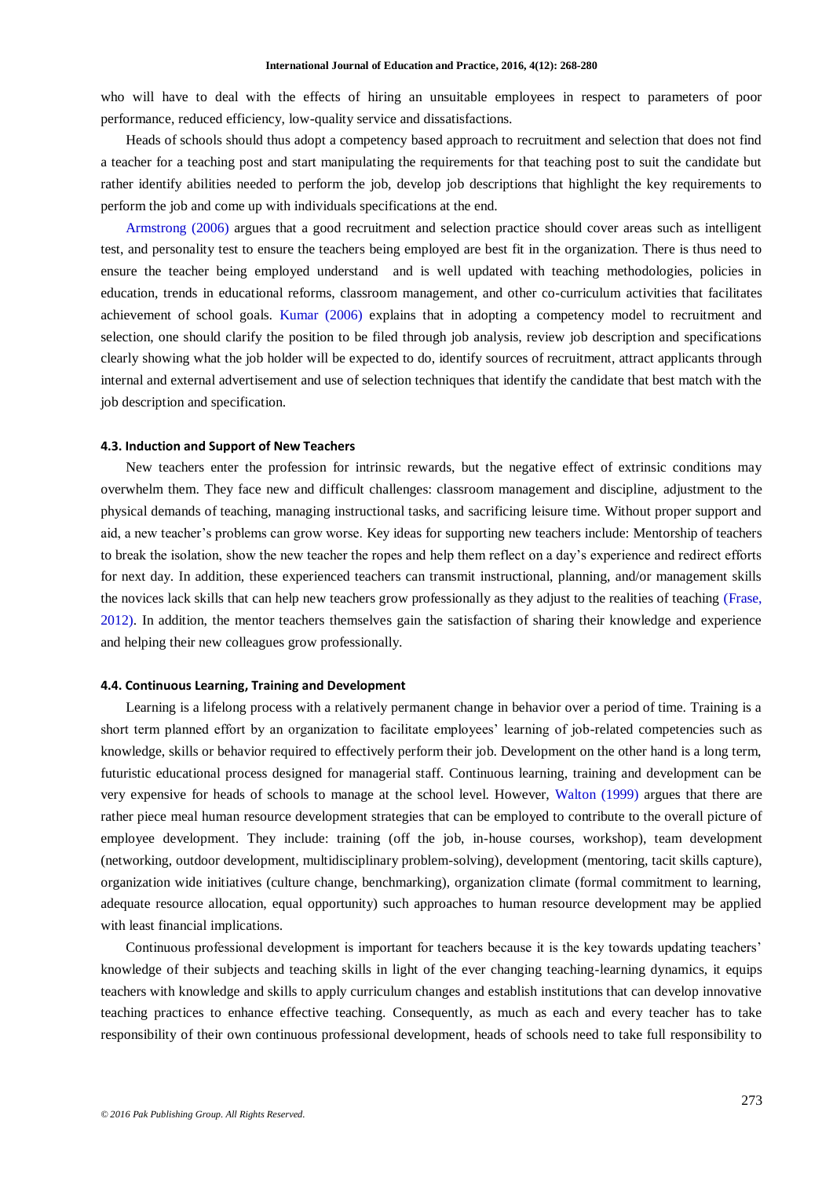who will have to deal with the effects of hiring an unsuitable employees in respect to parameters of poor performance, reduced efficiency, low-quality service and dissatisfactions.

Heads of schools should thus adopt a competency based approach to recruitment and selection that does not find a teacher for a teaching post and start manipulating the requirements for that teaching post to suit the candidate but rather identify abilities needed to perform the job, develop job descriptions that highlight the key requirements to perform the job and come up with individuals specifications at the end.

Armstrong (2006) argues that a good recruitment and selection practice should cover areas such as intelligent test, and personality test to ensure the teachers being employed are best fit in the organization. There is thus need to ensure the teacher being employed understand and is well updated with teaching methodologies, policies in education, trends in educational reforms, classroom management, and other co-curriculum activities that facilitates achievement of school goals. Kumar (2006) explains that in adopting a competency model to recruitment and selection, one should clarify the position to be filed through job analysis, review job description and specifications clearly showing what the job holder will be expected to do, identify sources of recruitment, attract applicants through internal and external advertisement and use of selection techniques that identify the candidate that best match with the job description and specification.

### 4.3. Induction and Support of New Teachers

New teachers enter the profession for intrinsic rewards, but the negative effect of extrinsic conditions may overwhelm them. They face new and difficult challenges: classroom management and discipline, adjustment to the physical demands of teaching, managing instructional tasks, and sacrificing leisure time. Without proper support and aid, a new teacher's problems can grow worse. Key ideas for supporting new teachers include: Mentorship of teachers to break the isolation, show the new teacher the ropes and help them reflect on a day's experience and redirect efforts for next day. In addition, these experienced teachers can transmit instructional, planning, and/or management skills the novices lack skills that can help new teachers grow professionally as they adjust to the realities of teaching (Frase, 2012). In addition, the mentor teachers themselves gain the satisfaction of sharing their knowledge and experience and helping their new colleagues grow professionally.

### 4.4. Continuous Learning, Training and Development

Learning is a lifelong process with a relatively permanent change in behavior over a period of time. Training is a short term planned effort by an organization to facilitate employees' learning of job-related competencies such as knowledge, skills or behavior required to effectively perform their job. Development on the other hand is a long term, futuristic educational process designed for managerial staff. Continuous learning, training and development can be very expensive for heads of schools to manage at the school level. However, Walton (1999) argues that there are rather piece meal human resource development strategies that can be employed to contribute to the overall picture of employee development. They include: training (off the job, in-house courses, workshop), team development (networking, outdoor development, multidisciplinary problem-solving), development (mentoring, tacit skills capture), organization wide initiatives (culture change, benchmarking), organization climate (formal commitment to learning, adequate resource allocation, equal opportunity) such approaches to human resource development may be applied with least financial implications.

Continuous professional development is important for teachers because it is the key towards updating teachers' knowledge of their subjects and teaching skills in light of the ever changing teaching-learning dynamics, it equips teachers with knowledge and skills to apply curriculum changes and establish institutions that can develop innovative teaching practices to enhance effective teaching. Consequently, as much as each and every teacher has to take responsibility of their own continuous professional development, heads of schools need to take full responsibility to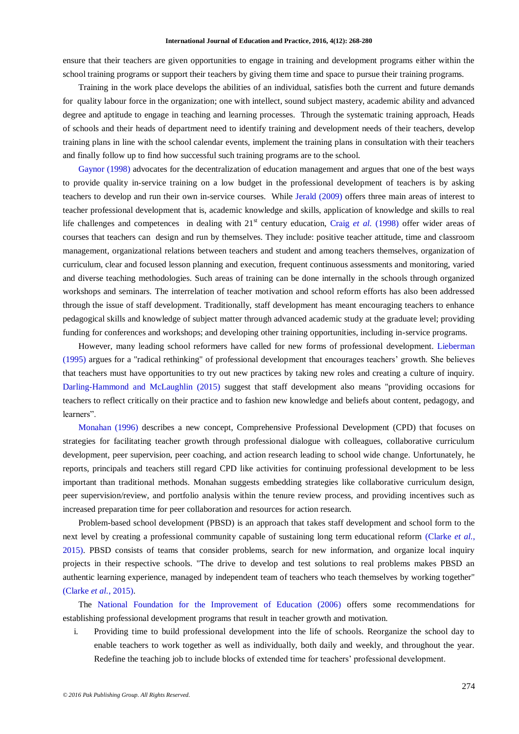ensure that their teachers are given opportunities to engage in training and development programs either within the school training programs or support their teachers by giving them time and space to pursue their training programs.

Training in the work place develops the abilities of an individual, satisfies both the current and future demands for quality labour force in the organization; one with intellect, sound subject mastery, academic ability and advanced degree and aptitude to engage in teaching and learning processes. Through the systematic training approach, Heads of schools and their heads of department need to identify training and development needs of their teachers, develop training plans in line with the school calendar events, implement the training plans in consultation with their teachers and finally follow up to find how successful such training programs are to the school.

Gaynor (1998) advocates for the decentralization of education management and argues that one of the best ways to provide quality in-service training on a low budget in the professional development of teachers is by asking teachers to develop and run their own in-service courses. While Jerald (2009) offers three main areas of interest to teacher professional development that is, academic knowledge and skills, application of knowledge and skills to real life challenges and competences in dealing with 21st century education, Craig *et al.* (1998) offer wider areas of courses that teachers can design and run by themselves. They include: positive teacher attitude, time and classroom management, organizational relations between teachers and student and among teachers themselves, organization of curriculum, clear and focused lesson planning and execution, frequent continuous assessments and monitoring, varied and diverse teaching methodologies. Such areas of training can be done internally in the schools through organized workshops and seminars. The interrelation of teacher motivation and school reform efforts has also been addressed through the issue of staff development. Traditionally, staff development has meant encouraging teachers to enhance pedagogical skills and knowledge of subject matter through advanced academic study at the graduate level; providing funding for conferences and workshops; and developing other training opportunities, including in-service programs.

However, many leading school reformers have called for new forms of professional development. Lieberman (1995) argues for a "radical rethinking" of professional development that encourages teachers' growth. She believes that teachers must have opportunities to try out new practices by taking new roles and creating a culture of inquiry. Darling-Hammond and McLaughlin (2015) suggest that staff development also means "providing occasions for teachers to reflect critically on their practice and to fashion new knowledge and beliefs about content, pedagogy, and learners".

Monahan (1996) describes a new concept, Comprehensive Professional Development (CPD) that focuses on strategies for facilitating teacher growth through professional dialogue with colleagues, collaborative curriculum development, peer supervision, peer coaching, and action research leading to school wide change. Unfortunately, he reports, principals and teachers still regard CPD like activities for continuing professional development to be less important than traditional methods. Monahan suggests embedding strategies like collaborative curriculum design, peer supervision/review, and portfolio analysis within the tenure review process, and providing incentives such as increased preparation time for peer collaboration and resources for action research.

Problem-based school development (PBSD) is an approach that takes staff development and school form to the next level by creating a professional community capable of sustaining long term educational reform (Clarke *et al.*, 2015). PBSD consists of teams that consider problems, search for new information, and organize local inquiry projects in their respective schools. "The drive to develop and test solutions to real problems makes PBSD an authentic learning experience, managed by independent team of teachers who teach themselves by working together" (Clarke *et al.*, 2015).

The National Foundation for the Improvement of Education (2006) offers some recommendations for establishing professional development programs that result in teacher growth and motivation.

i. Providing time to build professional development into the life of schools. Reorganize the school day to enable teachers to work together as well as individually, both daily and weekly, and throughout the year. Redefine the teaching job to include blocks of extended time for teachers' professional development.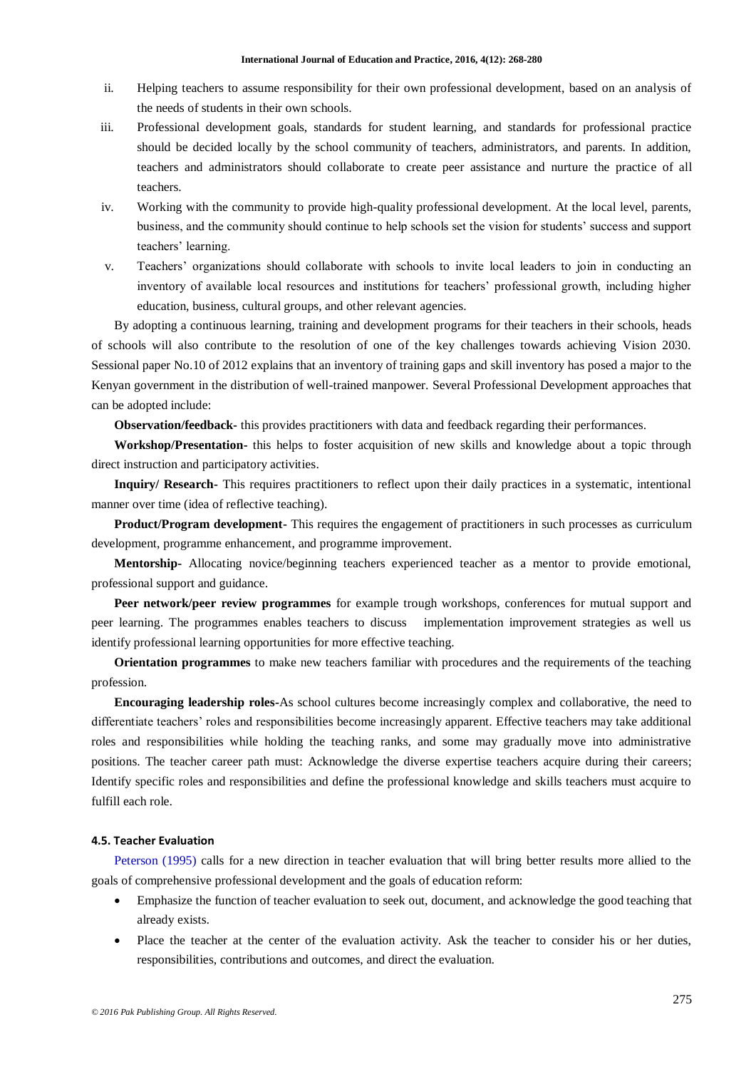ii. Helping teachers to assume responsibility for their own professional development, based on an analysis of the needs of students in their own schools.

iii. Professional development goals, standards for student learning, and standards for professional practice should be decided locally by the school community of teachers, administrators, and parents. In addition, teachers and administrators should collaborate to create peer assistance and nurture the practice of all teachers.

iv. Working with the community to provide high-quality professional development. At the local level, parents, business, and the community should continue to help schools set the vision for students' success and support teachers' learning.

v. Teachers' organizations should collaborate with schools to invite local leaders to join in conducting an inventory of available local resources and institutions for teachers' professional growth, including higher education, business, cultural groups, and other relevant agencies.

By adopting a continuous learning, training and development programs for their teachers in their schools, heads of schools will also contribute to the resolution of one of the key challenges towards achieving Vision 2030. Sessional paper No.10 of 2012 explains that an inventory of training gaps and skill inventory has posed a major to the Kenyan government in the distribution of well-trained manpower. Several Professional Development approaches that can be adopted include:

**Observation/feedback-** this provides practitioners with data and feedback regarding their performances.

**Workshop/Presentation-** this helps to foster acquisition of new skills and knowledge about a topic through direct instruction and participatory activities.

**Inquiry/ Research-** This requires practitioners to reflect upon their daily practices in a systematic, intentional manner over time (idea of reflective teaching).

**Product/Program development-** This requires the engagement of practitioners in such processes as curriculum development, programme enhancement, and programme improvement.

**Mentorship-** Allocating novice/beginning teachers experienced teacher as a mentor to provide emotional, professional support and guidance.

**Peer network/peer review programmes** for example trough workshops, conferences for mutual support and peer learning. The programmes enables teachers to discuss implementation improvement strategies as well us identify professional learning opportunities for more effective teaching.

**Orientation programmes** to make new teachers familiar with procedures and the requirements of the teaching profession.

**Encouraging leadership roles-**As school cultures become increasingly complex and collaborative, the need to differentiate teachers' roles and responsibilities become increasingly apparent. Effective teachers may take additional roles and responsibilities while holding the teaching ranks, and some may gradually move into administrative positions. The teacher career path must: Acknowledge the diverse expertise teachers acquire during their careers; Identify specific roles and responsibilities and define the professional knowledge and skills teachers must acquire to fulfill each role.

#### 4.5. Teacher Evaluation

Peterson (1995) calls for a new direction in teacher evaluation that will bring better results more allied to the goals of comprehensive professional development and the goals of education reform:

- Emphasize the function of teacher evaluation to seek out, document, and acknowledge the good teaching that already exists.
- Place the teacher at the center of the evaluation activity. Ask the teacher to consider his or her duties, responsibilities, contributions and outcomes, and direct the evaluation.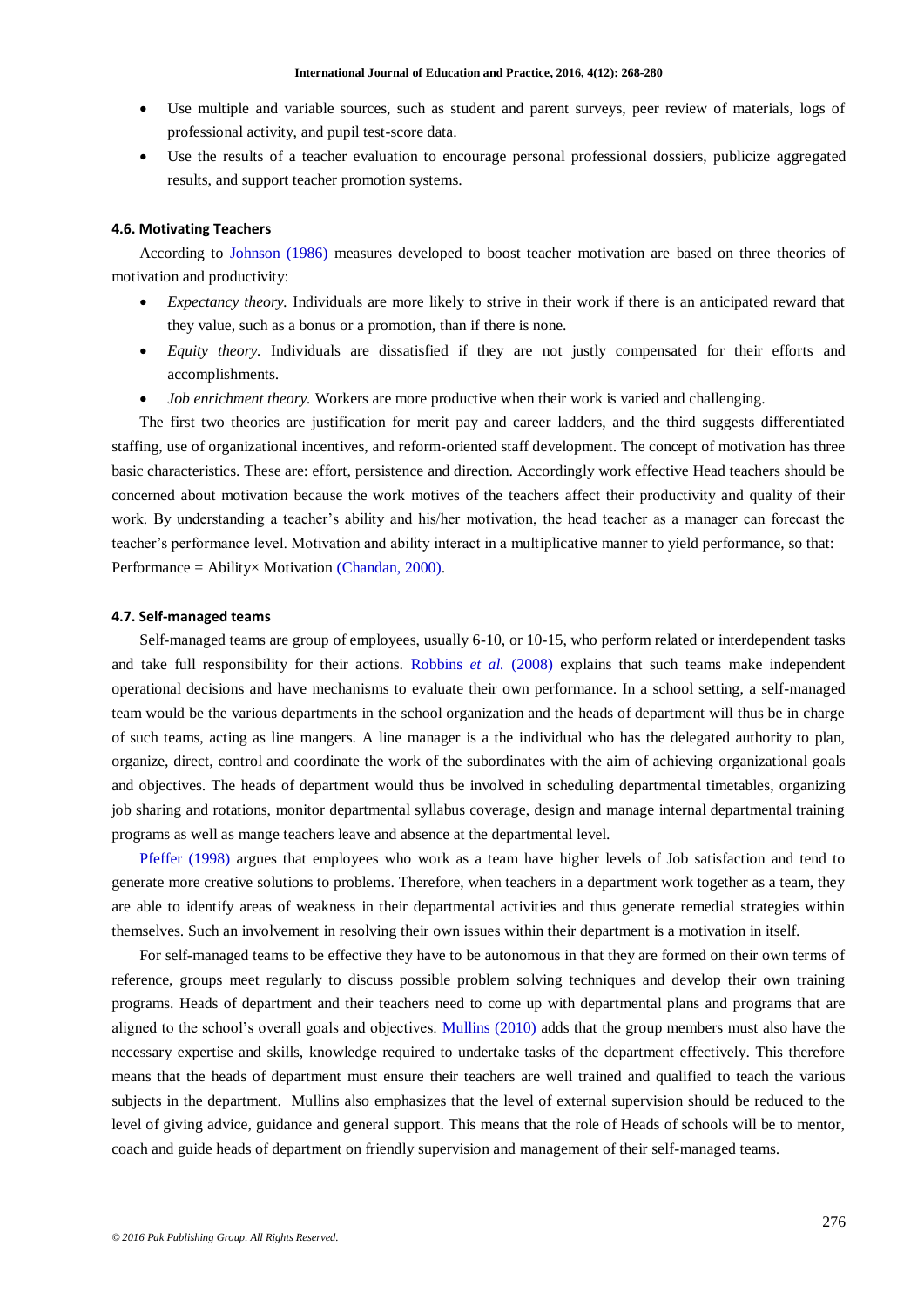- Use multiple and variable sources, such as student and parent surveys, peer review of materials, logs of professional activity, and pupil test-score data.
- Use the results of a teacher evaluation to encourage personal professional dossiers, publicize aggregated results, and support teacher promotion systems.

### 4.6. Motivating Teachers

According to Johnson (1986) measures developed to boost teacher motivation are based on three theories of motivation and productivity:

- *Expectancy theory.* Individuals are more likely to strive in their work if there is an anticipated reward that they value, such as a bonus or a promotion, than if there is none.
- *Equity theory.* Individuals are dissatisfied if they are not justly compensated for their efforts and accomplishments.
- *Job enrichment theory.* Workers are more productive when their work is varied and challenging.

The first two theories are justification for merit pay and career ladders, and the third suggests differentiated staffing, use of organizational incentives, and reform-oriented staff development. The concept of motivation has three basic characteristics. These are: effort, persistence and direction. Accordingly work effective Head teachers should be concerned about motivation because the work motives of the teachers affect their productivity and quality of their work. By understanding a teacher's ability and his/her motivation, the head teacher as a manager can forecast the teacher's performance level. Motivation and ability interact in a multiplicative manner to yield performance, so that: Performance = Ability× Motivation (Chandan, 2000).

### 4.7. Self-managed teams

Self-managed teams are group of employees, usually 6-10, or 10-15, who perform related or interdependent tasks and take full responsibility for their actions. Robbins *et al.* (2008) explains that such teams make independent operational decisions and have mechanisms to evaluate their own performance. In a school setting, a self-managed team would be the various departments in the school organization and the heads of department will thus be in charge of such teams, acting as line mangers. A line manager is a the individual who has the delegated authority to plan, organize, direct, control and coordinate the work of the subordinates with the aim of achieving organizational goals and objectives. The heads of department would thus be involved in scheduling departmental timetables, organizing job sharing and rotations, monitor departmental syllabus coverage, design and manage internal departmental training programs as well as mange teachers leave and absence at the departmental level.

Pfeffer (1998) argues that employees who work as a team have higher levels of Job satisfaction and tend to generate more creative solutions to problems. Therefore, when teachers in a department work together as a team, they are able to identify areas of weakness in their departmental activities and thus generate remedial strategies within themselves. Such an involvement in resolving their own issues within their department is a motivation in itself.

For self-managed teams to be effective they have to be autonomous in that they are formed on their own terms of reference, groups meet regularly to discuss possible problem solving techniques and develop their own training programs. Heads of department and their teachers need to come up with departmental plans and programs that are aligned to the school's overall goals and objectives. Mullins (2010) adds that the group members must also have the necessary expertise and skills, knowledge required to undertake tasks of the department effectively. This therefore means that the heads of department must ensure their teachers are well trained and qualified to teach the various subjects in the department. Mullins also emphasizes that the level of external supervision should be reduced to the level of giving advice, guidance and general support. This means that the role of Heads of schools will be to mentor, coach and guide heads of department on friendly supervision and management of their self-managed teams.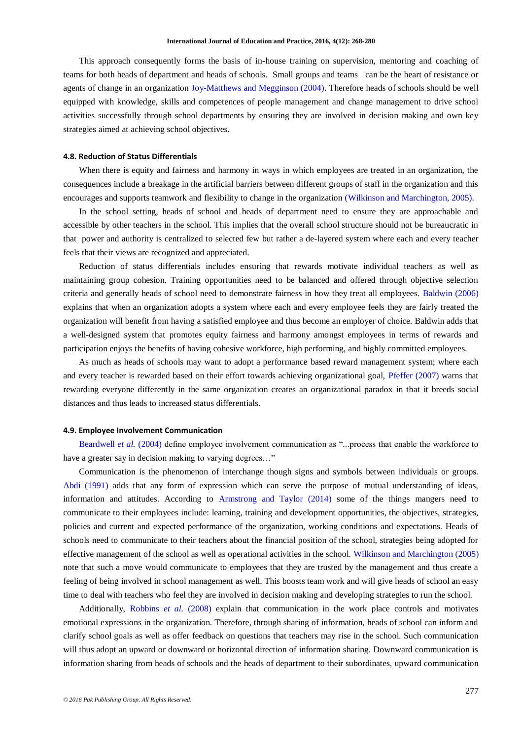This approach consequently forms the basis of in-house training on supervision, mentoring and coaching of teams for both heads of department and heads of schools. Small groups and teams can be the heart of resistance or agents of change in an organization Joy-Matthews and Megginson (2004). Therefore heads of schools should be well equipped with knowledge, skills and competences of people management and change management to drive school activities successfully through school departments by ensuring they are involved in decision making and own key strategies aimed at achieving school objectives.

#### 4.8. Reduction of Status Differentials

When there is equity and fairness and harmony in ways in which employees are treated in an organization, the consequences include a breakage in the artificial barriers between different groups of staff in the organization and this encourages and supports teamwork and flexibility to change in the organization (Wilkinson and Marchington, 2005).

In the school setting, heads of school and heads of department need to ensure they are approachable and accessible by other teachers in the school. This implies that the overall school structure should not be bureaucratic in that power and authority is centralized to selected few but rather a de-layered system where each and every teacher feels that their views are recognized and appreciated.

Reduction of status differentials includes ensuring that rewards motivate individual teachers as well as maintaining group cohesion. Training opportunities need to be balanced and offered through objective selection criteria and generally heads of school need to demonstrate fairness in how they treat all employees. Baldwin (2006) explains that when an organization adopts a system where each and every employee feels they are fairly treated the organization will benefit from having a satisfied employee and thus become an employer of choice. Baldwin adds that a well-designed system that promotes equity fairness and harmony amongst employees in terms of rewards and participation enjoys the benefits of having cohesive workforce, high performing, and highly committed employees.

As much as heads of schools may want to adopt a performance based reward management system; where each and every teacher is rewarded based on their effort towards achieving organizational goal, Pfeffer (2007) warns that rewarding everyone differently in the same organization creates an organizational paradox in that it breeds social distances and thus leads to increased status differentials.

#### 4.9. Employee Involvement Communication

Beardwell *et al.* (2004) define employee involvement communication as "...process that enable the workforce to have a greater say in decision making to varying degrees…"

Communication is the phenomenon of interchange though signs and symbols between individuals or groups. Abdi (1991) adds that any form of expression which can serve the purpose of mutual understanding of ideas, information and attitudes. According to Armstrong and Taylor (2014) some of the things mangers need to communicate to their employees include: learning, training and development opportunities, the objectives, strategies, policies and current and expected performance of the organization, working conditions and expectations. Heads of schools need to communicate to their teachers about the financial position of the school, strategies being adopted for effective management of the school as well as operational activities in the school. Wilkinson and Marchington (2005) note that such a move would communicate to employees that they are trusted by the management and thus create a feeling of being involved in school management as well. This boosts team work and will give heads of school an easy time to deal with teachers who feel they are involved in decision making and developing strategies to run the school.

Additionally, Robbins *et al.* (2008) explain that communication in the work place controls and motivates emotional expressions in the organization. Therefore, through sharing of information, heads of school can inform and clarify school goals as well as offer feedback on questions that teachers may rise in the school. Such communication will thus adopt an upward or downward or horizontal direction of information sharing. Downward communication is information sharing from heads of schools and the heads of department to their subordinates, upward communication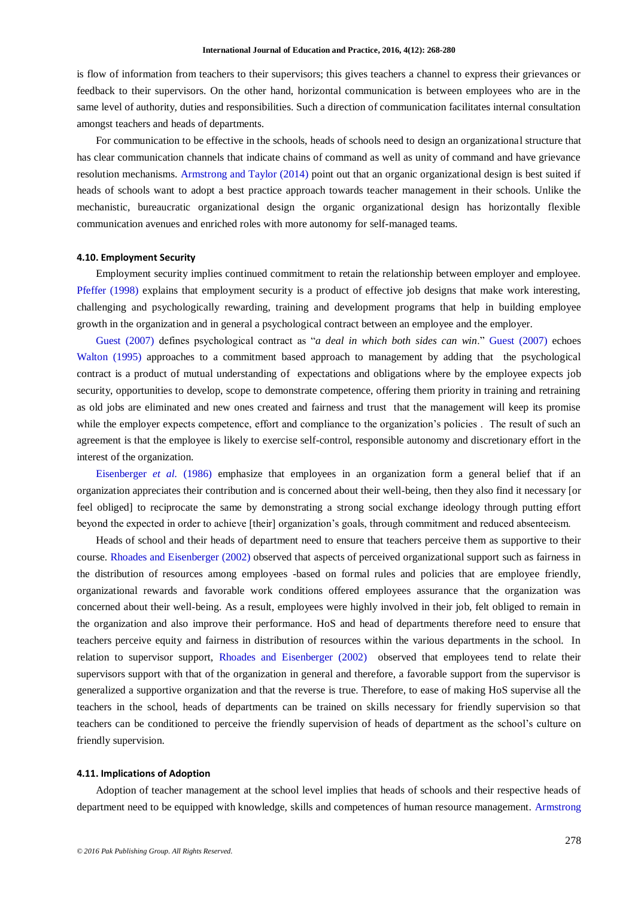is flow of information from teachers to their supervisors; this gives teachers a channel to express their grievances or feedback to their supervisors. On the other hand, horizontal communication is between employees who are in the same level of authority, duties and responsibilities. Such a direction of communication facilitates internal consultation amongst teachers and heads of departments.

For communication to be effective in the schools, heads of schools need to design an organizational structure that has clear communication channels that indicate chains of command as well as unity of command and have grievance resolution mechanisms. Armstrong and Taylor (2014) point out that an organic organizational design is best suited if heads of schools want to adopt a best practice approach towards teacher management in their schools. Unlike the mechanistic, bureaucratic organizational design the organic organizational design has horizontally flexible communication avenues and enriched roles with more autonomy for self-managed teams.

### 4.10. Employment Security

Employment security implies continued commitment to retain the relationship between employer and employee. Pfeffer (1998) explains that employment security is a product of effective job designs that make work interesting, challenging and psychologically rewarding, training and development programs that help in building employee growth in the organization and in general a psychological contract between an employee and the employer.

Guest (2007) defines psychological contract as "*a deal in which both sides can win*." Guest (2007) echoes Walton (1995) approaches to a commitment based approach to management by adding that the psychological contract is a product of mutual understanding of expectations and obligations where by the employee expects job security, opportunities to develop, scope to demonstrate competence, offering them priority in training and retraining as old jobs are eliminated and new ones created and fairness and trust that the management will keep its promise while the employer expects competence, effort and compliance to the organization's policies . The result of such an agreement is that the employee is likely to exercise self-control, responsible autonomy and discretionary effort in the interest of the organization.

Eisenberger *et al.* (1986) emphasize that employees in an organization form a general belief that if an organization appreciates their contribution and is concerned about their well-being, then they also find it necessary [or feel obliged] to reciprocate the same by demonstrating a strong social exchange ideology through putting effort beyond the expected in order to achieve [their] organization's goals, through commitment and reduced absenteeism.

Heads of school and their heads of department need to ensure that teachers perceive them as supportive to their course. Rhoades and Eisenberger (2002) observed that aspects of perceived organizational support such as fairness in the distribution of resources among employees -based on formal rules and policies that are employee friendly, organizational rewards and favorable work conditions offered employees assurance that the organization was concerned about their well-being. As a result, employees were highly involved in their job, felt obliged to remain in the organization and also improve their performance. HoS and head of departments therefore need to ensure that teachers perceive equity and fairness in distribution of resources within the various departments in the school. In relation to supervisor support, Rhoades and Eisenberger (2002) observed that employees tend to relate their supervisors support with that of the organization in general and therefore, a favorable support from the supervisor is generalized a supportive organization and that the reverse is true. Therefore, to ease of making HoS supervise all the teachers in the school, heads of departments can be trained on skills necessary for friendly supervision so that teachers can be conditioned to perceive the friendly supervision of heads of department as the school's culture on friendly supervision.

### 4.11. Implications of Adoption

Adoption of teacher management at the school level implies that heads of schools and their respective heads of department need to be equipped with knowledge, skills and competences of human resource management. Armstrong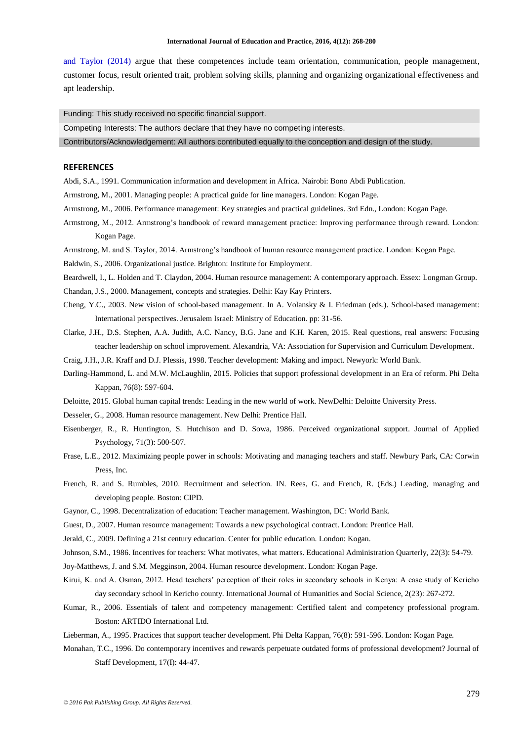and Taylor (2014) argue that these competences include team orientation, communication, people management, customer focus, result oriented trait, problem solving skills, planning and organizing organizational effectiveness and apt leadership.

Funding: This study received no specific financial support.

Competing Interests: The authors declare that they have no competing interests.

Contributors/Acknowledgement: All authors contributed equally to the conception and design of the study.

## REFERENCES

Abdi, S.A., 1991. Communication information and development in Africa. Nairobi: Bono Abdi Publication.

Armstrong, M., 2001. Managing people: A practical guide for line managers. London: Kogan Page.

Armstrong, M., 2006. Performance management: Key strategies and practical guidelines. 3rd Edn., London: Kogan Page.

Armstrong, M., 2012. Armstrong's handbook of reward management practice: Improving performance through reward. London: Kogan Page.

Armstrong, M. and S. Taylor, 2014. Armstrong's handbook of human resource management practice. London: Kogan Page.

Baldwin, S., 2006. Organizational justice. Brighton: Institute for Employment.

Beardwell, I., L. Holden and T. Claydon, 2004. Human resource management: A contemporary approach. Essex: Longman Group.

Chandan, J.S., 2000. Management, concepts and strategies. Delhi: Kay Kay Printers.

Cheng, Y.C., 2003. New vision of school-based management. In A. Volansky & I. Friedman (eds.). School-based management: International perspectives. Jerusalem Israel: Ministry of Education. pp: 31-56.

Clarke, J.H., D.S. Stephen, A.A. Judith, A.C. Nancy, B.G. Jane and K.H. Karen, 2015. Real questions, real answers: Focusing teacher leadership on school improvement. Alexandria, VA: Association for Supervision and Curriculum Development.

Craig, J.H., J.R. Kraff and D.J. Plessis, 1998. Teacher development: Making and impact. Newyork: World Bank.

Darling-Hammond, L. and M.W. McLaughlin, 2015. Policies that support professional development in an Era of reform. Phi Delta Kappan, 76(8): 597-604.

Deloitte, 2015. Global human capital trends: Leading in the new world of work. NewDelhi: Deloitte University Press.

Desseler, G., 2008. Human resource management. New Delhi: Prentice Hall.

Eisenberger, R., R. Huntington, S. Hutchison and D. Sowa, 1986. Perceived organizational support. Journal of Applied Psychology, 71(3): 500-507.

Frase, L.E., 2012. Maximizing people power in schools: Motivating and managing teachers and staff. Newbury Park, CA: Corwin Press, Inc.

French, R. and S. Rumbles, 2010. Recruitment and selection. IN. Rees, G. and French, R. (Eds.) Leading, managing and developing people. Boston: CIPD.

Gaynor, C., 1998. Decentralization of education: Teacher management. Washington, DC: World Bank.

Guest, D., 2007. Human resource management: Towards a new psychological contract. London: Prentice Hall.

Jerald, C., 2009. Defining a 21st century education. Center for public education. London: Kogan.

Johnson, S.M., 1986. Incentives for teachers: What motivates, what matters. Educational Administration Quarterly, 22(3): 54-79.

Joy-Matthews, J. and S.M. Megginson, 2004. Human resource development. London: Kogan Page.

Kirui, K. and A. Osman, 2012. Head teachers' perception of their roles in secondary schools in Kenya: A case study of Kericho day secondary school in Kericho county. International Journal of Humanities and Social Science, 2(23): 267-272.

Kumar, R., 2006. Essentials of talent and competency management: Certified talent and competency professional program. Boston: ARTIDO International Ltd.

Lieberman, A., 1995. Practices that support teacher development. Phi Delta Kappan, 76(8): 591-596. London: Kogan Page.

Monahan, T.C., 1996. Do contemporary incentives and rewards perpetuate outdated forms of professional development? Journal of Staff Development, 17(I): 44-47.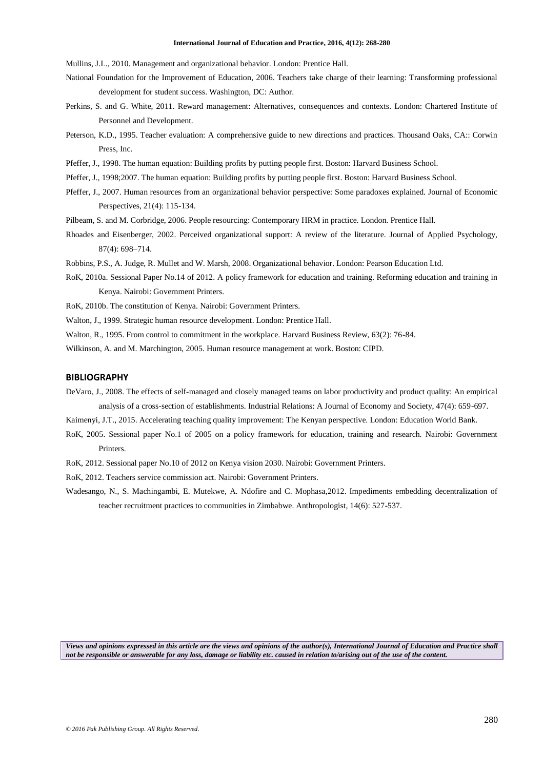Mullins, J.L., 2010. Management and organizational behavior. London: Prentice Hall.

National Foundation for the Improvement of Education, 2006. Teachers take charge of their learning: Transforming professional development for student success. Washington, DC: Author.

Perkins, S. and G. White, 2011. Reward management: Alternatives, consequences and contexts. London: Chartered Institute of Personnel and Development.

Peterson, K.D., 1995. Teacher evaluation: A comprehensive guide to new directions and practices. Thousand Oaks, CA:: Corwin Press, Inc.

Pfeffer, J., 1998. The human equation: Building profits by putting people first. Boston: Harvard Business School.

Pfeffer, J., 1998;2007. The human equation: Building profits by putting people first. Boston: Harvard Business School.

Pfeffer, J., 2007. Human resources from an organizational behavior perspective: Some paradoxes explained. Journal of Economic Perspectives, 21(4): 115-134.

Pilbeam, S. and M. Corbridge, 2006. People resourcing: Contemporary HRM in practice. London. Prentice Hall.

Rhoades and Eisenberger, 2002. Perceived organizational support: A review of the literature. Journal of Applied Psychology, 87(4): 698–714.

Robbins, P.S., A. Judge, R. Mullet and W. Marsh, 2008. Organizational behavior. London: Pearson Education Ltd.

RoK, 2010a. Sessional Paper No.14 of 2012. A policy framework for education and training. Reforming education and training in Kenya. Nairobi: Government Printers.

RoK, 2010b. The constitution of Kenya. Nairobi: Government Printers.

Walton, J., 1999. Strategic human resource development. London: Prentice Hall.

Walton, R., 1995. From control to commitment in the workplace. Harvard Business Review, 63(2): 76-84.

Wilkinson, A. and M. Marchington, 2005. Human resource management at work. Boston: CIPD.

## BIBLIOGRAPHY

DeVaro, J., 2008. The effects of self-managed and closely managed teams on labor productivity and product quality: An empirical analysis of a cross-section of establishments. Industrial Relations: A Journal of Economy and Society, 47(4): 659-697.

Kaimenyi, J.T., 2015. Accelerating teaching quality improvement: The Kenyan perspective. London: Education World Bank.

RoK, 2005. Sessional paper No.1 of 2005 on a policy framework for education, training and research. Nairobi: Government Printers.

RoK, 2012. Sessional paper No.10 of 2012 on Kenya vision 2030. Nairobi: Government Printers.

RoK, 2012. Teachers service commission act. Nairobi: Government Printers.

Wadesango, N., S. Machingambi, E. Mutekwe, A. Ndofire and C. Mophasa,2012. Impediments embedding decentralization of teacher recruitment practices to communities in Zimbabwe. Anthropologist, 14(6): 527-537.

*Views and opinions expressed in this article are the views and opinions of the author(s), International Journal of Education and Practice shall not be responsible or answerable for any loss, damage or liability etc. caused in relation to/arising out of the use of the content.*